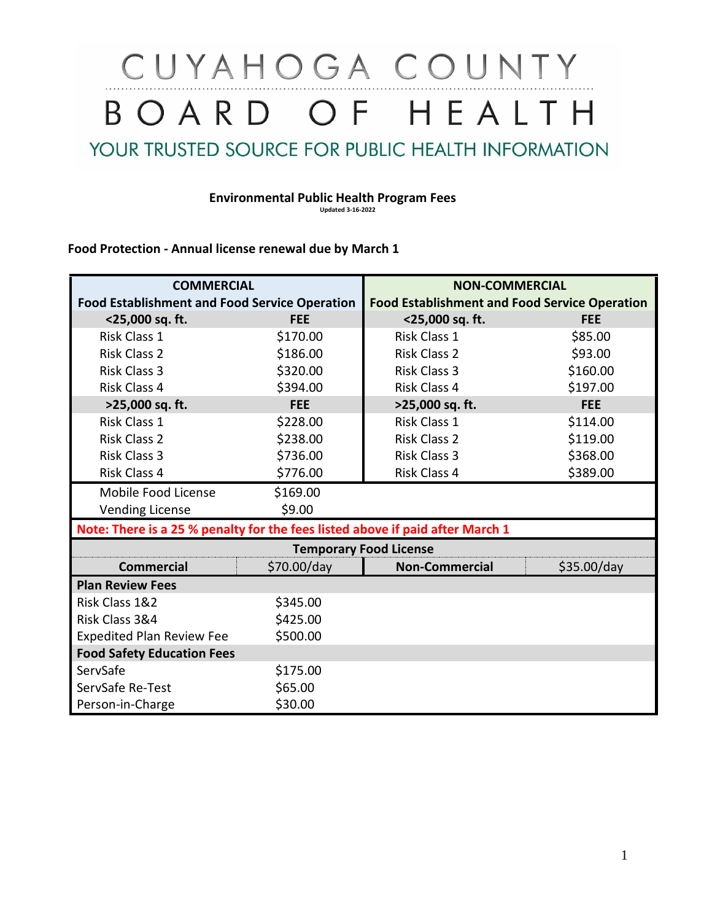# CUYAHOGA COUNTY BOARD OF HEALTH

YOUR TRUSTED SOURCE FOR PUBLIC HEALTH INFORMATION

**Environmental Public Health Program Fees**

Updated 3-16-2022

**Food Protection - Annual license renewal due by March 1**

| **COMMERCIAL Food Establishment and Food Service Operation** | | **NON-COMMERCIAL Food Establishment and Food Service Operation** | |
|---|---|---|---|
| **<25,000 sq. ft.** | **FEE** | **<25,000 sq. ft.** | **FEE** |
| Risk Class 1 | $170.00 | Risk Class 1 | $85.00 |
| Risk Class 2 | $186.00 | Risk Class 2 | $93.00 |
| Risk Class 3 | $320.00 | Risk Class 3 | $160.00 |
| Risk Class 4 | $394.00 | Risk Class 4 | $197.00 |
| **>25,000 sq. ft.** | **FEE** | **>25,000 sq. ft.** | **FEE** |
| Risk Class 1 | $228.00 | Risk Class 1 | $114.00 |
| Risk Class 2 | $238.00 | Risk Class 2 | $119.00 |
| Risk Class 3 | $736.00 | Risk Class 3 | $368.00 |
| Risk Class 4 | $776.00 | Risk Class 4 | $389.00 |
| Mobile Food License | $169.00 | | |
| Vending License | $9.00 | | |
| **Note: There is a 25 % penalty for the fees listed above if paid after March 1** | | | |
| **Temporary Food License** | | | |
| **Commercial** | $70.00/day | **Non-Commercial** | $35.00/day |
| **Plan Review Fees** | | | |
| Risk Class 1&2 | $345.00 | | |
| Risk Class 3&4 | $425.00 | | |
| Expedited Plan Review Fee | $500.00 | | |
| **Food Safety Education Fees** | | | |
| ServSafe | $175.00 | | |
| ServSafe Re-Test | $65.00 | | |
| Person-in-Charge | $30.00 | | |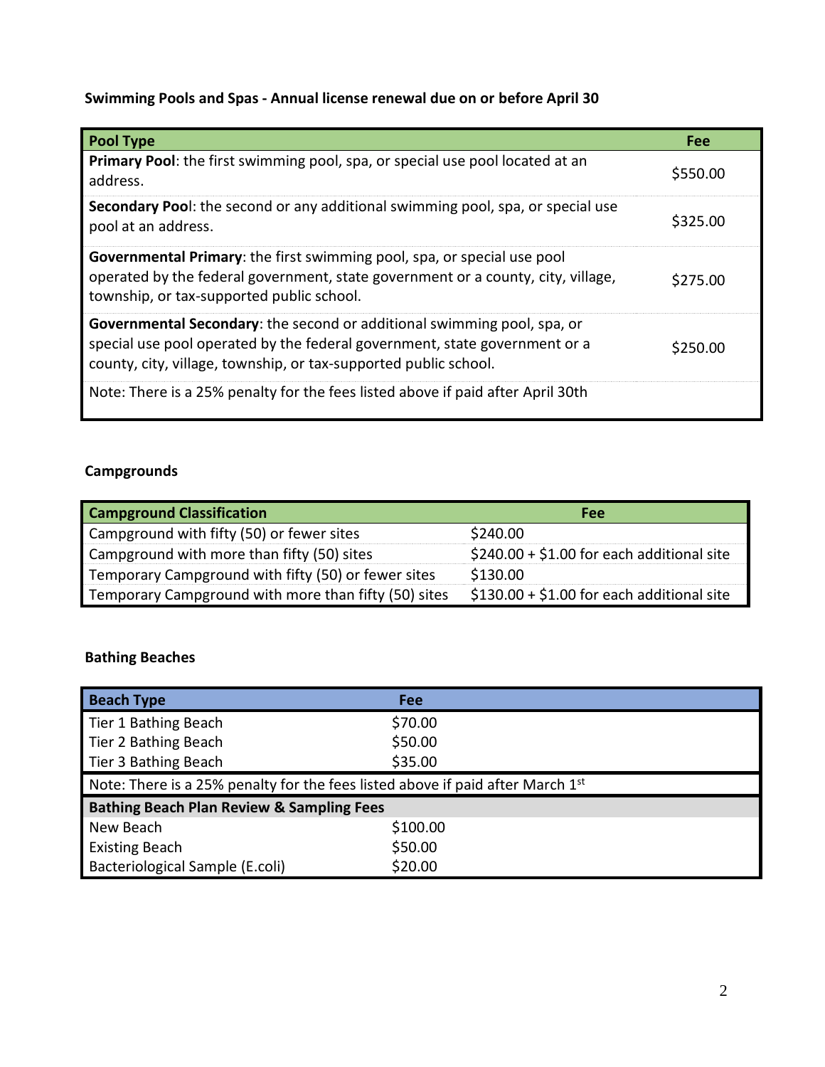**Swimming Pools and Spas - Annual license renewal due on or before April 30**

| Pool Type | Fee |
|---|---|
| **Primary Pool**: the first swimming pool, spa, or special use pool located at an address. | $550.00 |
| **Secondary Pool**: the second or any additional swimming pool, spa, or special use pool at an address. | $325.00 |
| **Governmental Primary**: the first swimming pool, spa, or special use pool operated by the federal government, state government or a county, city, village, township, or tax-supported public school. | $275.00 |
| **Governmental Secondary**: the second or additional swimming pool, spa, or special use pool operated by the federal government, state government or a county, city, village, township, or tax-supported public school. | $250.00 |
| Note: There is a 25% penalty for the fees listed above if paid after April 30th | |

**Campgrounds**

| Campground Classification | Fee |
|---|---|
| Campground with fifty (50) or fewer sites | $240.00 |
| Campground with more than fifty (50) sites | $240.00 + $1.00 for each additional site |
| Temporary Campground with fifty (50) or fewer sites | $130.00 |
| Temporary Campground with more than fifty (50) sites | $130.00 + $1.00 for each additional site |

**Bathing Beaches**

| Beach Type | Fee |
|---|---|
| Tier 1 Bathing Beach | $70.00 |
| Tier 2 Bathing Beach | $50.00 |
| Tier 3 Bathing Beach | $35.00 |
| Note: There is a 25% penalty for the fees listed above if paid after March 1st | |
| **Bathing Beach Plan Review & Sampling Fees** | |
| New Beach | $100.00 |
| Existing Beach | $50.00 |
| Bacteriological Sample (E.coli) | $20.00 |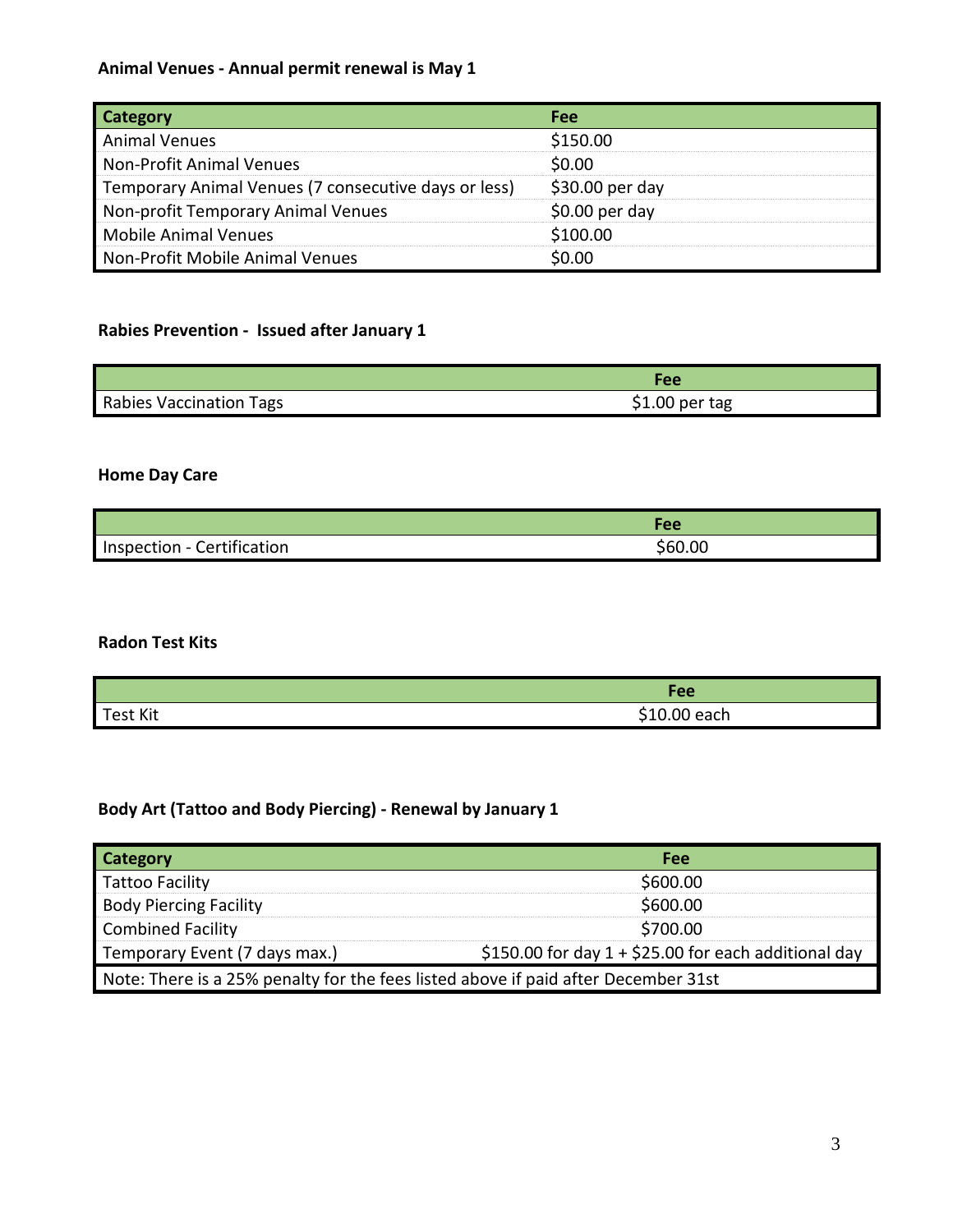**Animal Venues - Annual permit renewal is May 1**

| Category | Fee |
|---|---|
| Animal Venues | $150.00 |
| Non-Profit Animal Venues | $0.00 |
| Temporary Animal Venues (7 consecutive days or less) | $30.00 per day |
| Non-profit Temporary Animal Venues | $0.00 per day |
| Mobile Animal Venues | $100.00 |
| Non-Profit Mobile Animal Venues | $0.00 |

**Rabies Prevention - Issued after January 1**

| | Fee |
|---|---|
| Rabies Vaccination Tags | $1.00 per tag |

**Home Day Care**

| | Fee |
|---|---|
| Inspection - Certification | $60.00 |

**Radon Test Kits**

| | Fee |
|---|---|
| Test Kit | $10.00 each |

**Body Art (Tattoo and Body Piercing) - Renewal by January 1**

| Category | Fee |
|---|---|
| Tattoo Facility | $600.00 |
| Body Piercing Facility | $600.00 |
| Combined Facility | $700.00 |
| Temporary Event (7 days max.) | $150.00 for day 1 + $25.00 for each additional day |
| Note: There is a 25% penalty for the fees listed above if paid after December 31st | |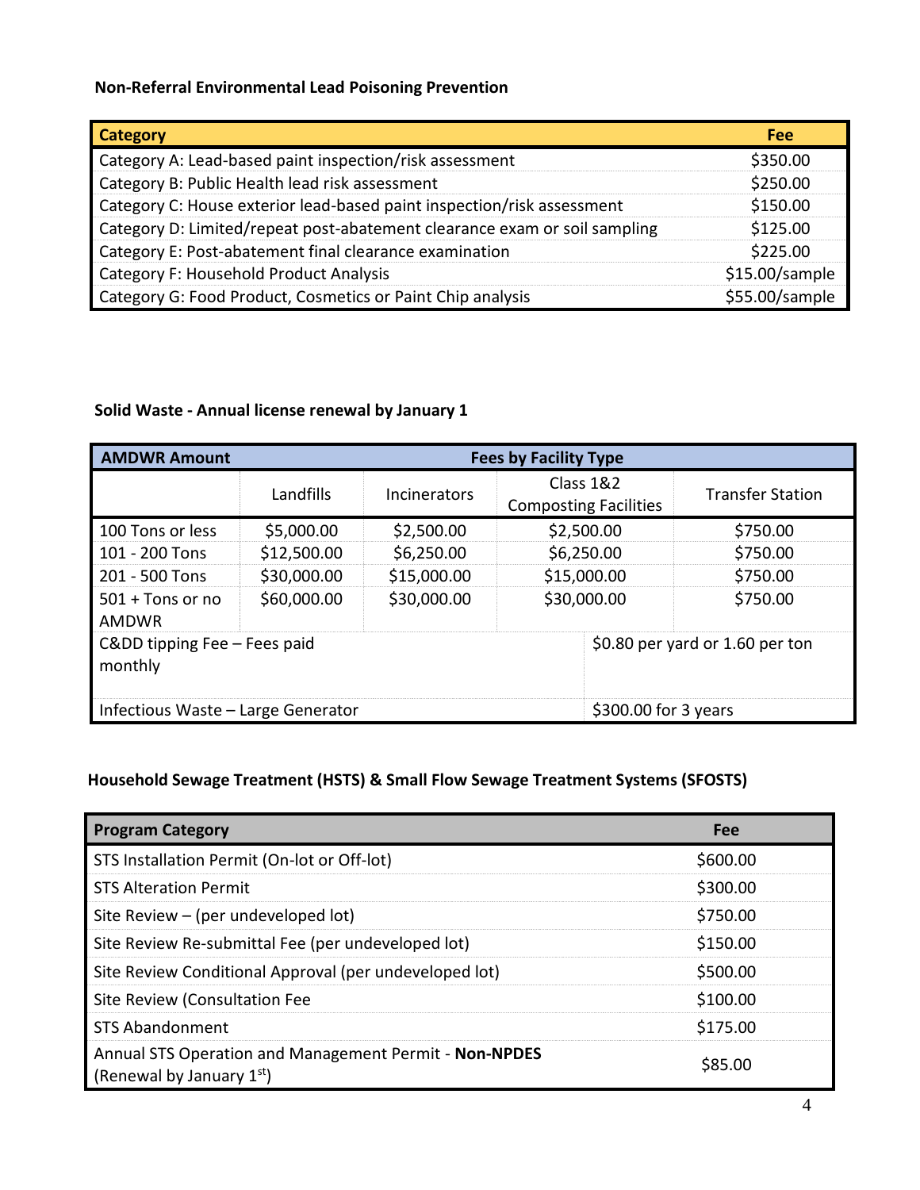**Non-Referral Environmental Lead Poisoning Prevention**

| Category | Fee |
|---|---|
| Category A: Lead-based paint inspection/risk assessment | $350.00 |
| Category B: Public Health lead risk assessment | $250.00 |
| Category C: House exterior lead-based paint inspection/risk assessment | $150.00 |
| Category D: Limited/repeat post-abatement clearance exam or soil sampling | $125.00 |
| Category E: Post-abatement final clearance examination | $225.00 |
| Category F: Household Product Analysis | $15.00/sample |
| Category G: Food Product, Cosmetics or Paint Chip analysis | $55.00/sample |

**Solid Waste - Annual license renewal by January 1**

| AMDWR Amount | Fees by Facility Type | | | |
|---|---|---|---|---|
| | Landfills | Incinerators | Class 1&2 Composting Facilities | Transfer Station |
| 100 Tons or less | $5,000.00 | $2,500.00 | $2,500.00 | $750.00 |
| 101 - 200 Tons | $12,500.00 | $6,250.00 | $6,250.00 | $750.00 |
| 201 - 500 Tons | $30,000.00 | $15,000.00 | $15,000.00 | $750.00 |
| 501 + Tons or no AMDWR | $60,000.00 | $30,000.00 | $30,000.00 | $750.00 |
| C&DD tipping Fee – Fees paid monthly | | | $0.80 per yard or 1.60 per ton | |
| Infectious Waste – Large Generator | | | $300.00 for 3 years | |

**Household Sewage Treatment (HSTS) & Small Flow Sewage Treatment Systems (SFOSTS)**

| Program Category | Fee |
|---|---|
| STS Installation Permit (On-lot or Off-lot) | $600.00 |
| STS Alteration Permit | $300.00 |
| Site Review – (per undeveloped lot) | $750.00 |
| Site Review Re-submittal Fee (per undeveloped lot) | $150.00 |
| Site Review Conditional Approval (per undeveloped lot) | $500.00 |
| Site Review (Consultation Fee | $100.00 |
| STS Abandonment | $175.00 |
| Annual STS Operation and Management Permit - **Non-NPDES** (Renewal by January 1st) | $85.00 |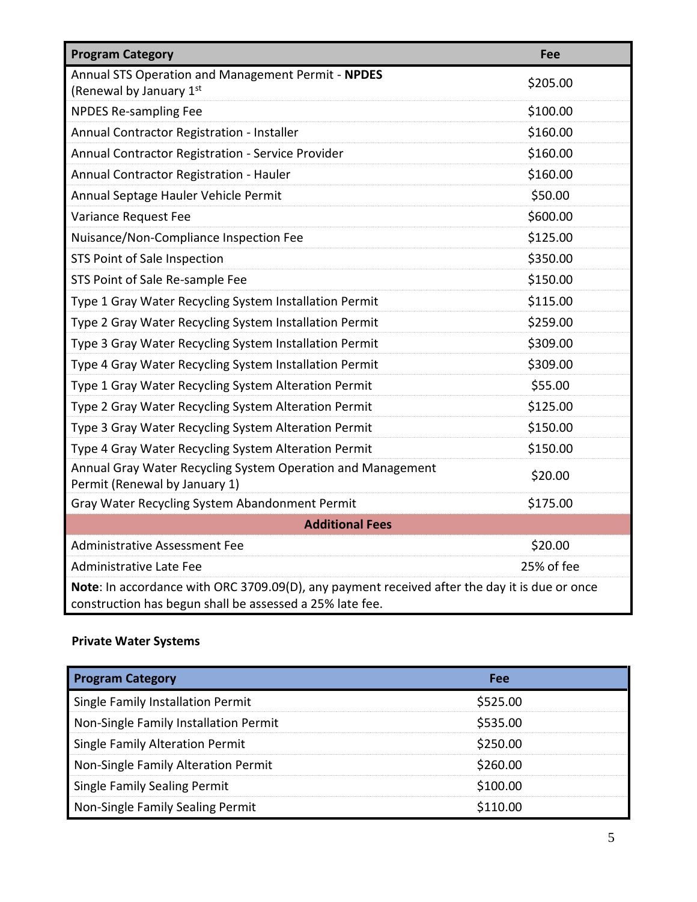| Program Category | Fee |
|---|---|
| Annual STS Operation and Management Permit - **NPDES** (Renewal by January 1st) | $205.00 |
| NPDES Re-sampling Fee | $100.00 |
| Annual Contractor Registration - Installer | $160.00 |
| Annual Contractor Registration - Service Provider | $160.00 |
| Annual Contractor Registration - Hauler | $160.00 |
| Annual Septage Hauler Vehicle Permit | $50.00 |
| Variance Request Fee | $600.00 |
| Nuisance/Non-Compliance Inspection Fee | $125.00 |
| STS Point of Sale Inspection | $350.00 |
| STS Point of Sale Re-sample Fee | $150.00 |
| Type 1 Gray Water Recycling System Installation Permit | $115.00 |
| Type 2 Gray Water Recycling System Installation Permit | $259.00 |
| Type 3 Gray Water Recycling System Installation Permit | $309.00 |
| Type 4 Gray Water Recycling System Installation Permit | $309.00 |
| Type 1 Gray Water Recycling System Alteration Permit | $55.00 |
| Type 2 Gray Water Recycling System Alteration Permit | $125.00 |
| Type 3 Gray Water Recycling System Alteration Permit | $150.00 |
| Type 4 Gray Water Recycling System Alteration Permit | $150.00 |
| Annual Gray Water Recycling System Operation and Management Permit (Renewal by January 1) | $20.00 |
| Gray Water Recycling System Abandonment Permit | $175.00 |
| **Additional Fees** | |
| Administrative Assessment Fee | $20.00 |
| Administrative Late Fee | 25% of fee |
| **Note**: In accordance with ORC 3709.09(D), any payment received after the day it is due or once construction has begun shall be assessed a 25% late fee. | |

**Private Water Systems**

| Program Category | Fee |
|---|---|
| Single Family Installation Permit | $525.00 |
| Non-Single Family Installation Permit | $535.00 |
| Single Family Alteration Permit | $250.00 |
| Non-Single Family Alteration Permit | $260.00 |
| Single Family Sealing Permit | $100.00 |
| Non-Single Family Sealing Permit | $110.00 |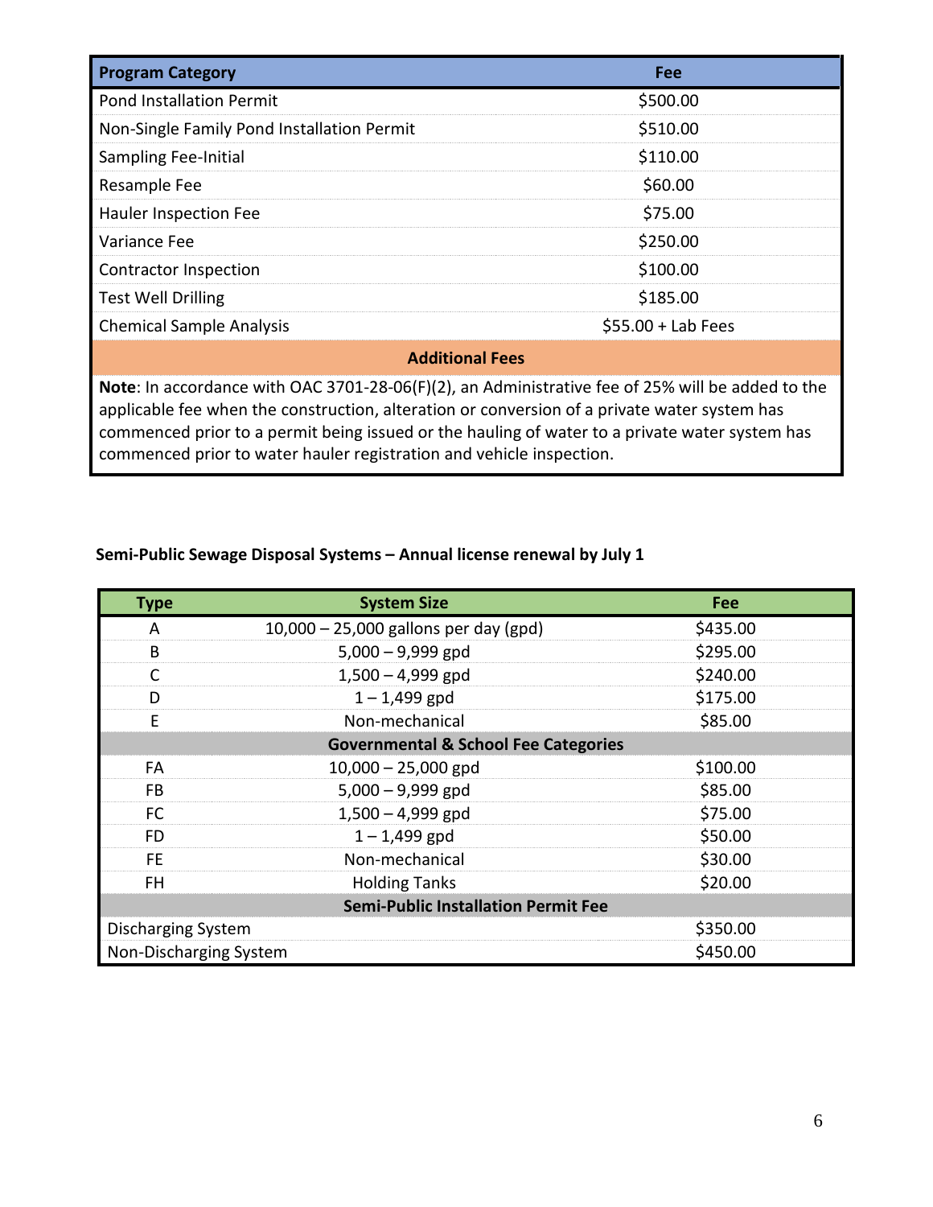| Program Category | Fee |
|---|---|
| Pond Installation Permit | $500.00 |
| Non-Single Family Pond Installation Permit | $510.00 |
| Sampling Fee-Initial | $110.00 |
| Resample Fee | $60.00 |
| Hauler Inspection Fee | $75.00 |
| Variance Fee | $250.00 |
| Contractor Inspection | $100.00 |
| Test Well Drilling | $185.00 |
| Chemical Sample Analysis | $55.00 + Lab Fees |
| **Additional Fees** | |
| **Note**: In accordance with OAC 3701-28-06(F)(2), an Administrative fee of 25% will be added to the applicable fee when the construction, alteration or conversion of a private water system has commenced prior to a permit being issued or the hauling of water to a private water system has commenced prior to water hauler registration and vehicle inspection. | |

**Semi-Public Sewage Disposal Systems – Annual license renewal by July 1**

| Type | System Size | Fee |
|---|---|---|
| A | 10,000 – 25,000 gallons per day (gpd) | $435.00 |
| B | 5,000 – 9,999 gpd | $295.00 |
| C | 1,500 – 4,999 gpd | $240.00 |
| D | 1 – 1,499 gpd | $175.00 |
| E | Non-mechanical | $85.00 |
| | **Governmental & School Fee Categories** | |
| FA | 10,000 – 25,000 gpd | $100.00 |
| FB | 5,000 – 9,999 gpd | $85.00 |
| FC | 1,500 – 4,999 gpd | $75.00 |
| FD | 1 – 1,499 gpd | $50.00 |
| FE | Non-mechanical | $30.00 |
| FH | Holding Tanks | $20.00 |
| | **Semi-Public Installation Permit Fee** | |
| Discharging System | | $350.00 |
| Non-Discharging System | | $450.00 |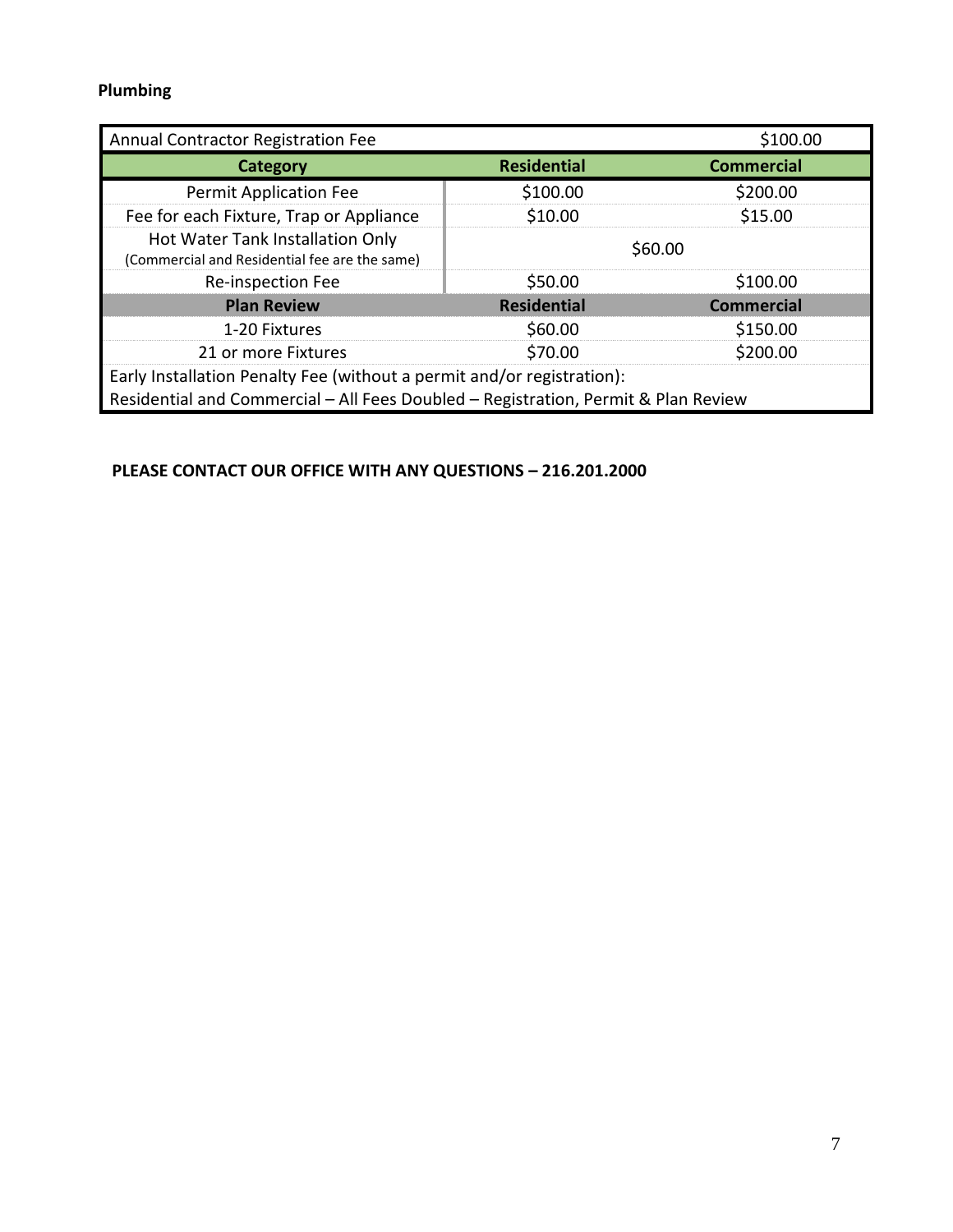**Plumbing**

| Annual Contractor Registration Fee | | $100.00 |
|---|---|---|
| **Category** | **Residential** | **Commercial** |
| Permit Application Fee | $100.00 | $200.00 |
| Fee for each Fixture, Trap or Appliance | $10.00 | $15.00 |
| Hot Water Tank Installation Only (Commercial and Residential fee are the same) | $60.00 | |
| Re-inspection Fee | $50.00 | $100.00 |
| **Plan Review** | **Residential** | **Commercial** |
| 1-20 Fixtures | $60.00 | $150.00 |
| 21 or more Fixtures | $70.00 | $200.00 |
| Early Installation Penalty Fee (without a permit and/or registration): Residential and Commercial – All Fees Doubled – Registration, Permit & Plan Review | | |

**PLEASE CONTACT OUR OFFICE WITH ANY QUESTIONS – 216.201.2000**